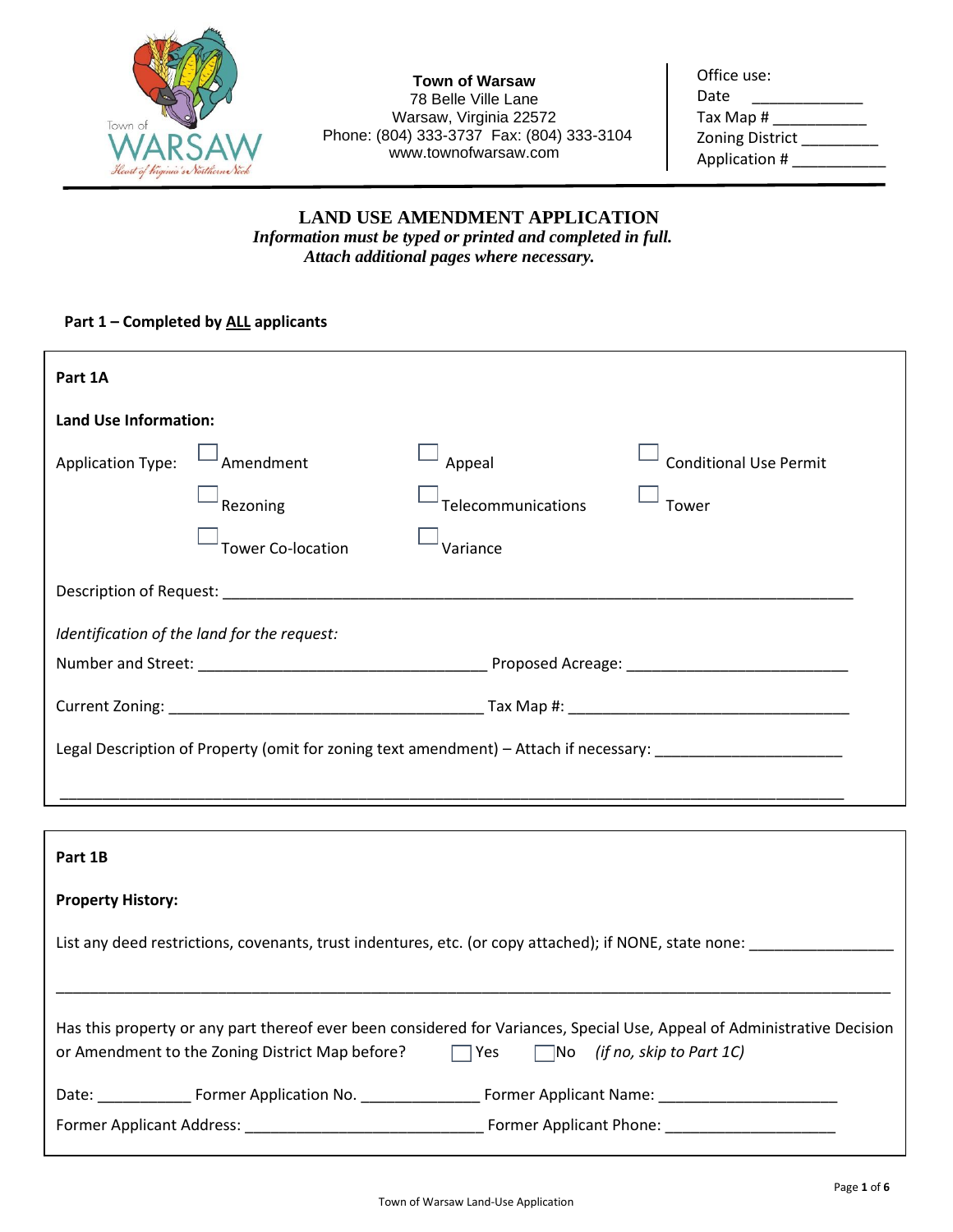**Town of Warsaw**
78 Belle Ville Lane
Warsaw, Virginia 22572
Phone: (804) 333-3737 Fax: (804) 333-3104
www.townofwarsaw.com

Office use:
Date ____________
Tax Map # ___________
Zoning District _________
Application # ___________

# LAND USE AMENDMENT APPLICATION

***Information must be typed or printed and completed in full.***
***Attach additional pages where necessary.***

**Part 1 – Completed by ALL applicants**

**Part 1A**

**Land Use Information:**

Application Type: ☐ Amendment ☐ Appeal ☐ Conditional Use Permit
☐ Rezoning ☐ Telecommunications ☐ Tower
☐ Tower Co-location ☐ Variance

Description of Request: ___________________________________________________________________________

*Identification of the land for the request:*

Number and Street: __________________________________ Proposed Acreage: __________________________

Current Zoning: _____________________________________ Tax Map #: _________________________________

Legal Description of Property (omit for zoning text amendment) – Attach if necessary: ______________________

_____________________________________________________________________________________________

**Part 1B**

**Property History:**

List any deed restrictions, covenants, trust indentures, etc. (or copy attached); if NONE, state none: ________________

_____________________________________________________________________________________________

Has this property or any part thereof ever been considered for Variances, Special Use, Appeal of Administrative Decision or Amendment to the Zoning District Map before? ☐ Yes ☐ No *(if no, skip to Part 1C)*

Date: ___________ Former Application No. ______________ Former Applicant Name: _____________________

Former Applicant Address: ____________________________ Former Applicant Phone: ____________________

Town of Warsaw Land-Use Application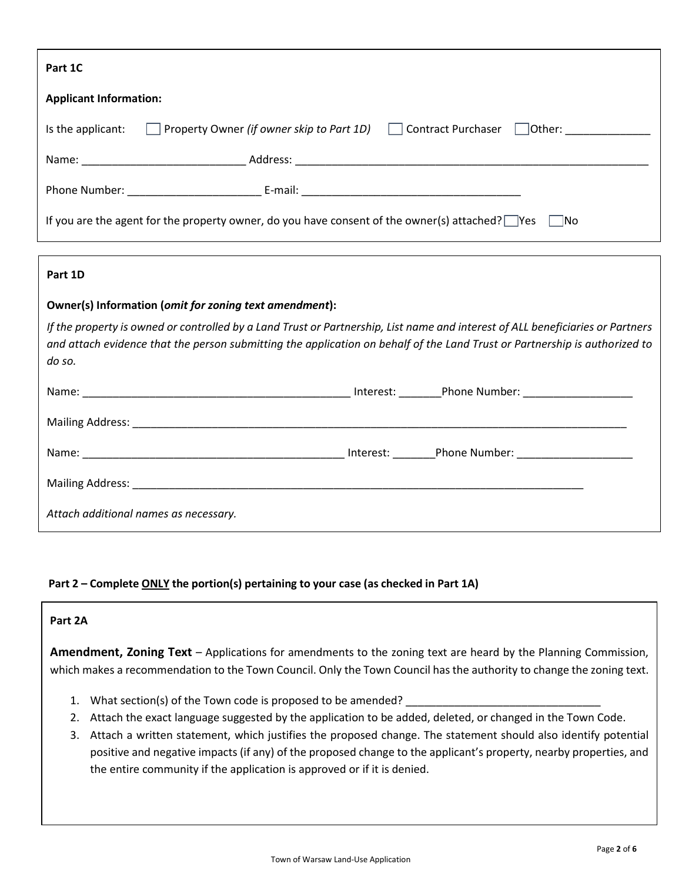### Part 1C

**Applicant Information:**

Is the applicant: ☐ Property Owner *(if owner skip to Part 1D)* ☐ Contract Purchaser ☐ Other: ______________

Name: ___________________________ Address: ____________________________________________________________

Phone Number: ______________________ E-mail: ____________________________________

If you are the agent for the property owner, do you have consent of the owner(s) attached? ☐ Yes ☐ No

### Part 1D

**Owner(s) Information (*omit for zoning text amendment*):**

*If the property is owned or controlled by a Land Trust or Partnership, List name and interest of ALL beneficiaries or Partners and attach evidence that the person submitting the application on behalf of the Land Trust or Partnership is authorized to do so.*

Name: ____________________________________________ Interest: _______ Phone Number: __________________

Mailing Address: ____________________________________________________________________________________

Name: ___________________________________________ Interest: _______ Phone Number: ___________________

Mailing Address: ______________________________________________________________________________

*Attach additional names as necessary.*

## Part 2 – Complete ONLY the portion(s) pertaining to your case (as checked in Part 1A)

### Part 2A

**Amendment, Zoning Text** – Applications for amendments to the zoning text are heard by the Planning Commission, which makes a recommendation to the Town Council. Only the Town Council has the authority to change the zoning text.

1. What section(s) of the Town code is proposed to be amended? _______________________________
2. Attach the exact language suggested by the application to be added, deleted, or changed in the Town Code.
3. Attach a written statement, which justifies the proposed change. The statement should also identify potential positive and negative impacts (if any) of the proposed change to the applicant's property, nearby properties, and the entire community if the application is approved or if it is denied.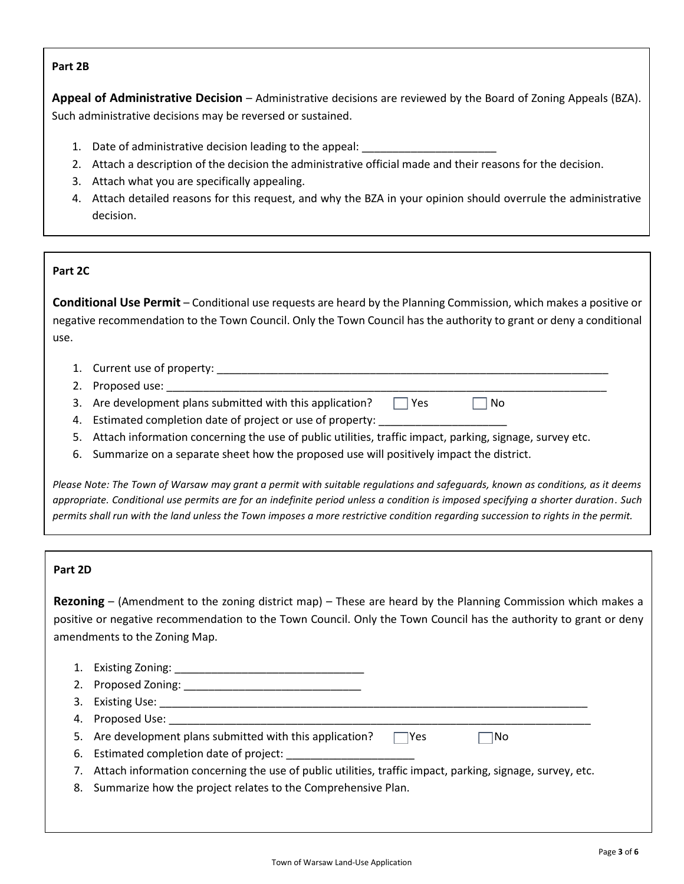**Part 2B**

**Appeal of Administrative Decision** – Administrative decisions are reviewed by the Board of Zoning Appeals (BZA). Such administrative decisions may be reversed or sustained.

1. Date of administrative decision leading to the appeal: ______________________
2. Attach a description of the decision the administrative official made and their reasons for the decision.
3. Attach what you are specifically appealing.
4. Attach detailed reasons for this request, and why the BZA in your opinion should overrule the administrative decision.

**Part 2C**

**Conditional Use Permit** – Conditional use requests are heard by the Planning Commission, which makes a positive or negative recommendation to the Town Council. Only the Town Council has the authority to grant or deny a conditional use.

1. Current use of property: ____________________________________________________________________
2. Proposed use: ____________________________________________________________________________
3. Are development plans submitted with this application? ☐ Yes ☐ No
4. Estimated completion date of project or use of property: _____________________
5. Attach information concerning the use of public utilities, traffic impact, parking, signage, survey etc.
6. Summarize on a separate sheet how the proposed use will positively impact the district.

*Please Note: The Town of Warsaw may grant a permit with suitable regulations and safeguards, known as conditions, as it deems appropriate. Conditional use permits are for an indefinite period unless a condition is imposed specifying a shorter duration. Such permits shall run with the land unless the Town imposes a more restrictive condition regarding succession to rights in the permit.*

**Part 2D**

**Rezoning** – (Amendment to the zoning district map) – These are heard by the Planning Commission which makes a positive or negative recommendation to the Town Council. Only the Town Council has the authority to grant or deny amendments to the Zoning Map.

1. Existing Zoning: _______________________________
2. Proposed Zoning: _____________________________
3. Existing Use: __________________________________________________________________________
4. Proposed Use: _________________________________________________________________________
5. Are development plans submitted with this application? ☐ Yes ☐ No
6. Estimated completion date of project: _____________________
7. Attach information concerning the use of public utilities, traffic impact, parking, signage, survey, etc.
8. Summarize how the project relates to the Comprehensive Plan.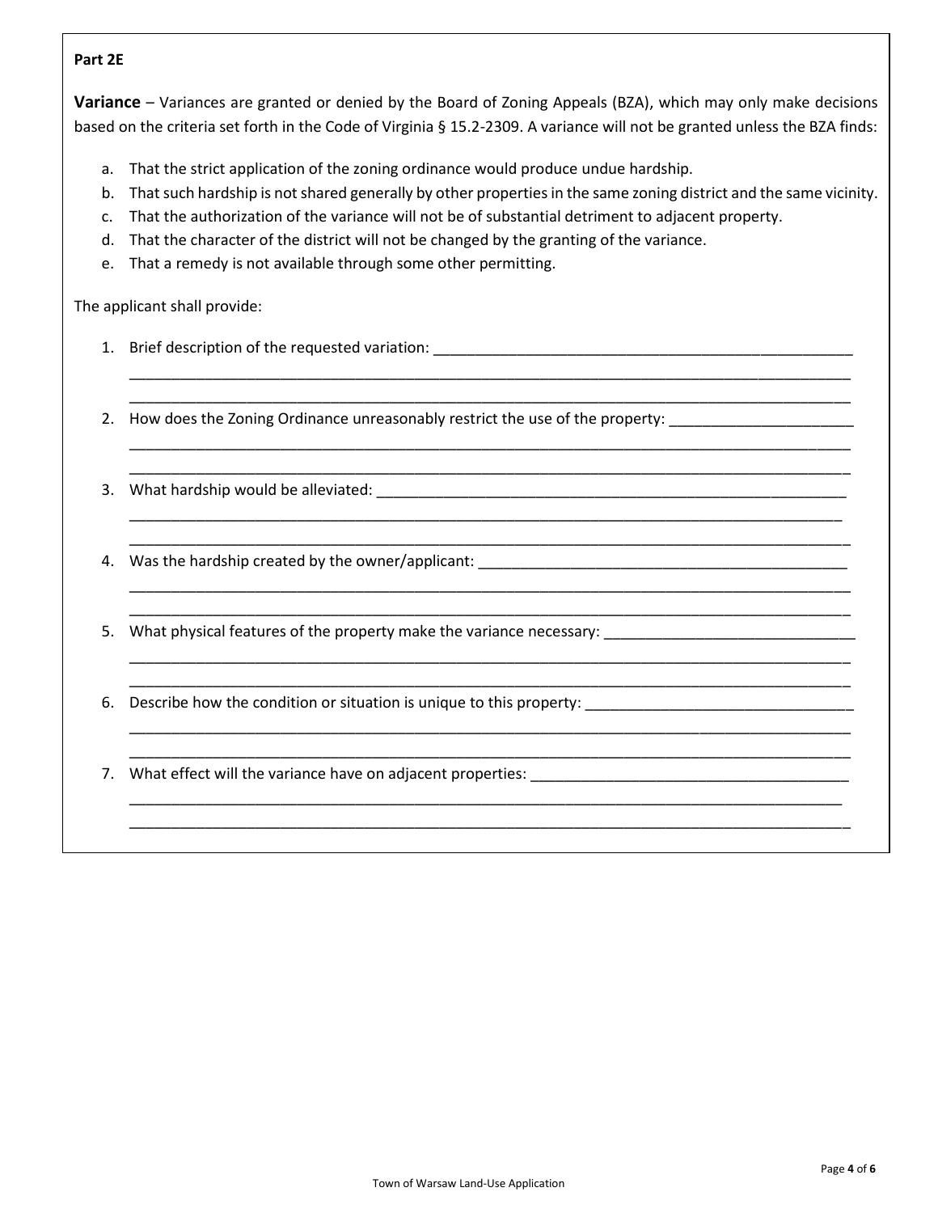**Part 2E**

**Variance** – Variances are granted or denied by the Board of Zoning Appeals (BZA), which may only make decisions based on the criteria set forth in the Code of Virginia § 15.2-2309. A variance will not be granted unless the BZA finds:

a. That the strict application of the zoning ordinance would produce undue hardship.
b. That such hardship is not shared generally by other properties in the same zoning district and the same vicinity.
c. That the authorization of the variance will not be of substantial detriment to adjacent property.
d. That the character of the district will not be changed by the granting of the variance.
e. That a remedy is not available through some other permitting.

The applicant shall provide:

1. Brief description of the requested variation: ____________________________________________________
   ________________________________________________________________________________________
   ________________________________________________________________________________________
2. How does the Zoning Ordinance unreasonably restrict the use of the property: ______________________
   ________________________________________________________________________________________
   ________________________________________________________________________________________
3. What hardship would be alleviated: __________________________________________________________
   ________________________________________________________________________________________
   ________________________________________________________________________________________
4. Was the hardship created by the owner/applicant: _____________________________________________
   ________________________________________________________________________________________
   ________________________________________________________________________________________
5. What physical features of the property make the variance necessary: ______________________________
   ________________________________________________________________________________________
   ________________________________________________________________________________________
6. Describe how the condition or situation is unique to this property: ________________________________
   ________________________________________________________________________________________
   ________________________________________________________________________________________
7. What effect will the variance have on adjacent properties: ______________________________________
   ________________________________________________________________________________________
   ________________________________________________________________________________________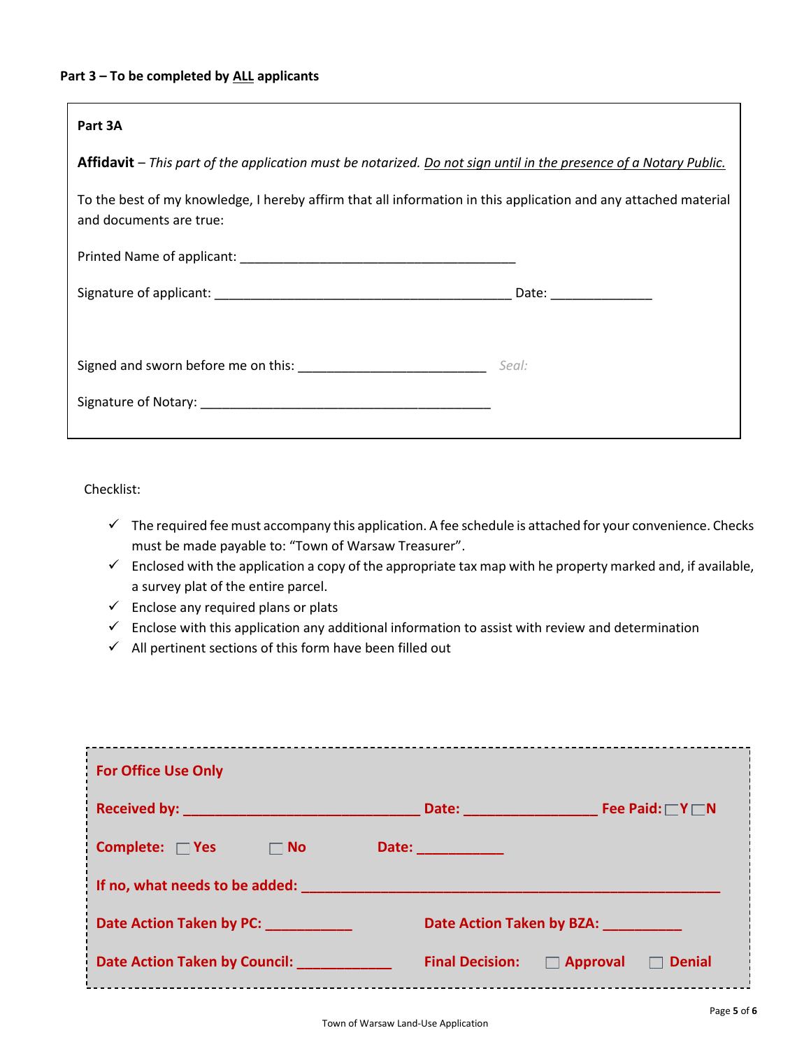**Part 3 – To be completed by ALL applicants**

**Part 3A**

**Affidavit** – *This part of the application must be notarized. Do not sign until in the presence of a Notary Public.*

To the best of my knowledge, I hereby affirm that all information in this application and any attached material and documents are true:

Printed Name of applicant: ________________________________________

Signature of applicant: ____________________________________________ Date: ______________

Signed and sworn before me on this: ___________________________ Seal:

Signature of Notary: ___________________________________________

Checklist:

- ✓ The required fee must accompany this application. A fee schedule is attached for your convenience. Checks must be made payable to: "Town of Warsaw Treasurer".
- ✓ Enclosed with the application a copy of the appropriate tax map with he property marked and, if available, a survey plat of the entire parcel.
- ✓ Enclose any required plans or plats
- ✓ Enclose with this application any additional information to assist with review and determination
- ✓ All pertinent sections of this form have been filled out

**For Office Use Only**

**Received by:** ______________________________ **Date:** _________________ **Fee Paid:** ☐ **Y** ☐ **N**

**Complete:** ☐ **Yes** ☐ **No** **Date:** ___________

**If no, what needs to be added:** ______________________________________________________

**Date Action Taken by PC:** ___________ **Date Action Taken by BZA:** __________

**Date Action Taken by Council:** ____________ **Final Decision:** ☐ **Approval** ☐ **Denial**

Town of Warsaw Land-Use Application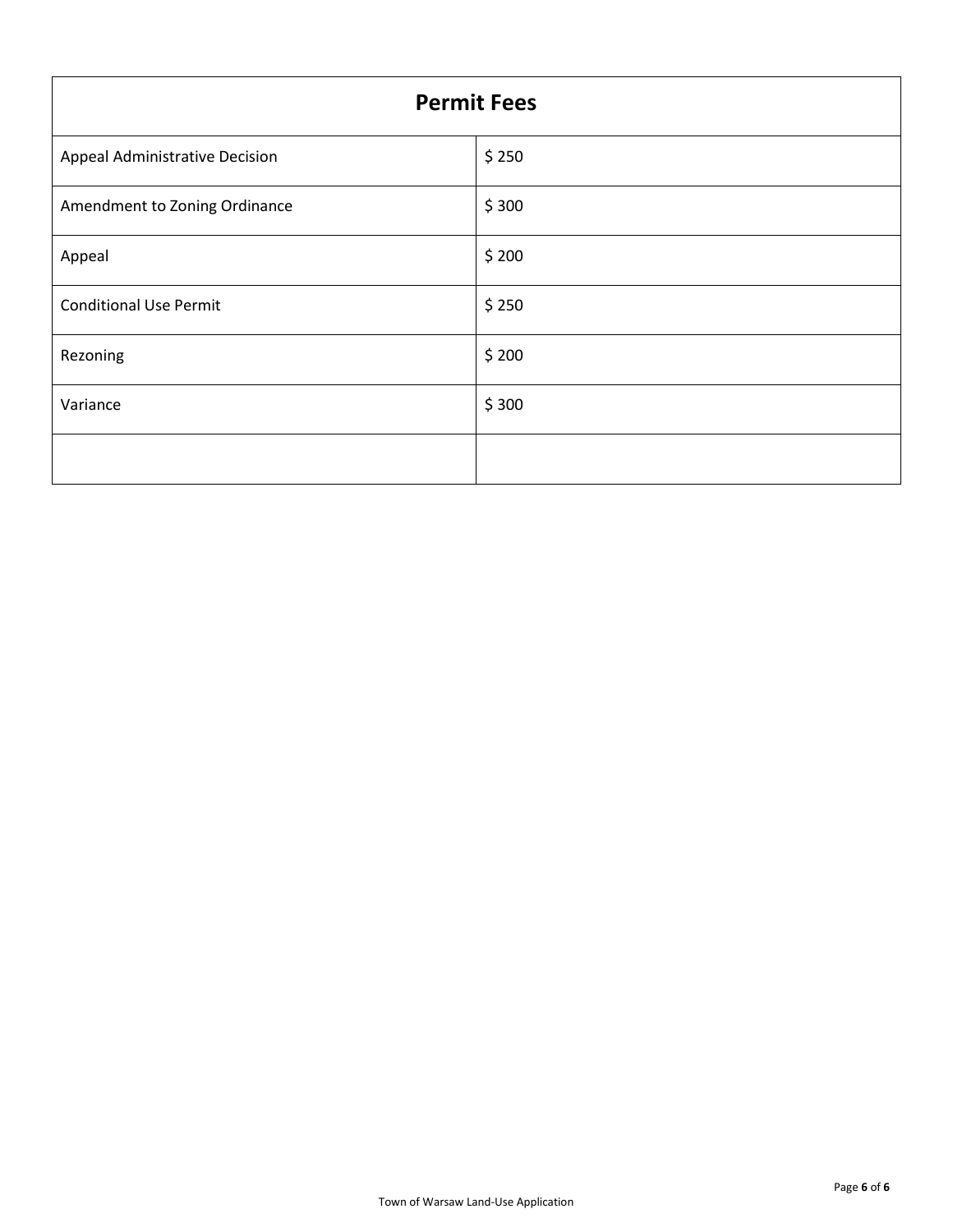| Permit Fees | |
| --- | --- |
| Appeal Administrative Decision | $ 250 |
| Amendment to Zoning Ordinance | $ 300 |
| Appeal | $ 200 |
| Conditional Use Permit | $ 250 |
| Rezoning | $ 200 |
| Variance | $ 300 |
| | |